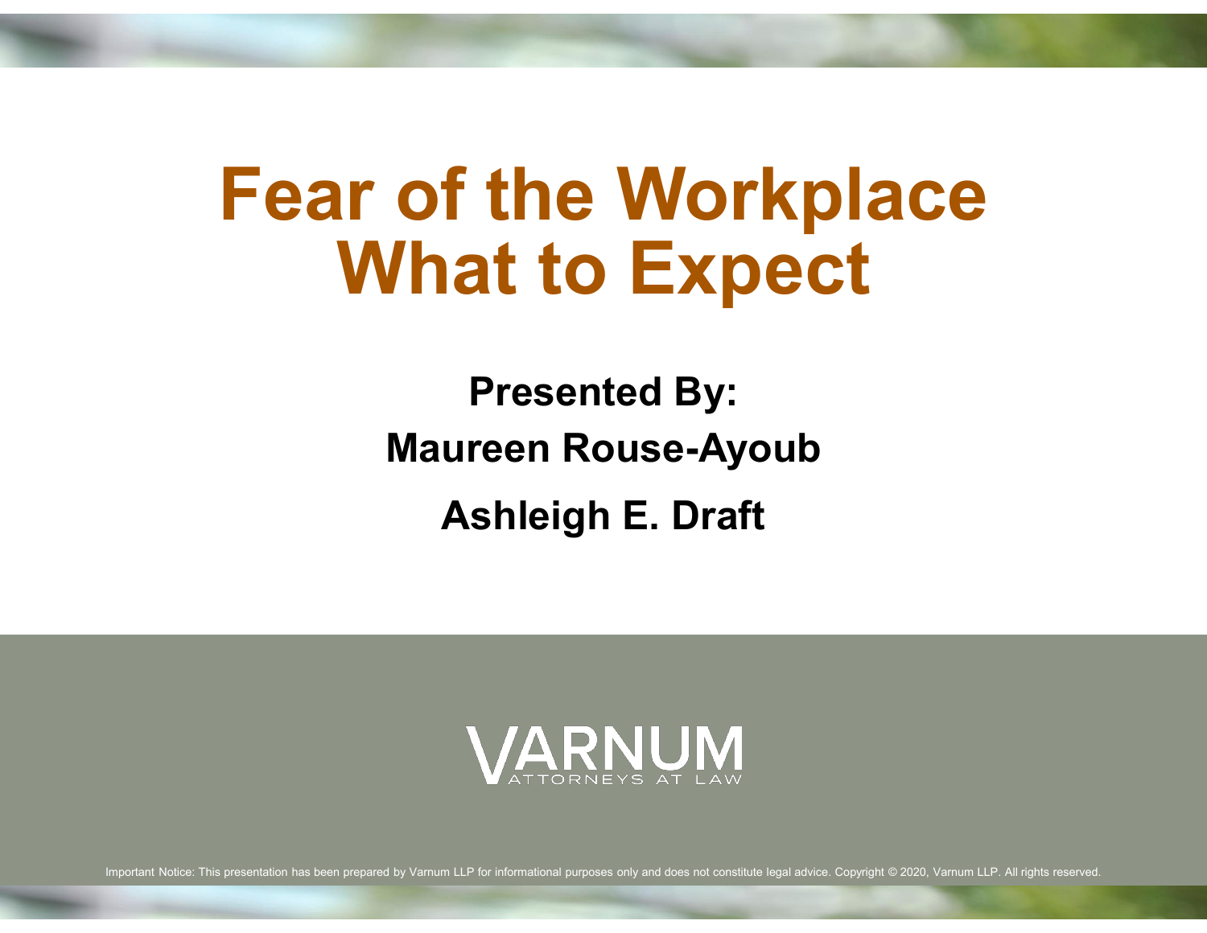# Fear of the Workplace What to Expect

**Presented By:**

**Maureen Rouse-Ayoub**

**Ashleigh E. Draft**

VARNUM
ATTORNEYS AT LAW

Important Notice: This presentation has been prepared by Varnum LLP for informational purposes only and does not constitute legal advice. Copyright © 2020, Varnum LLP. All rights reserved.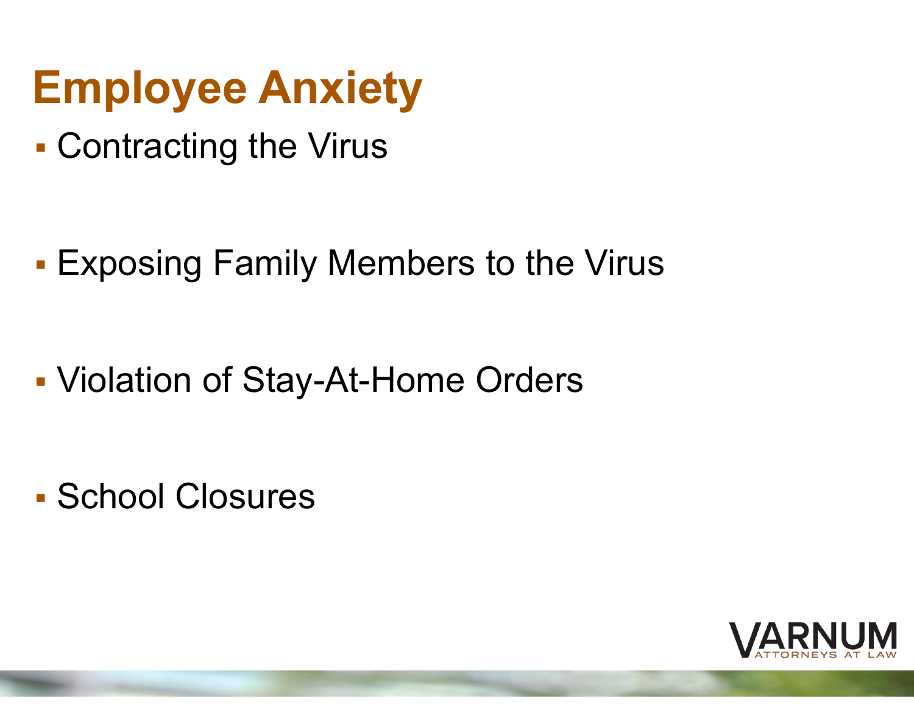# Employee Anxiety

- Contracting the Virus
- Exposing Family Members to the Virus
- Violation of Stay-At-Home Orders
- School Closures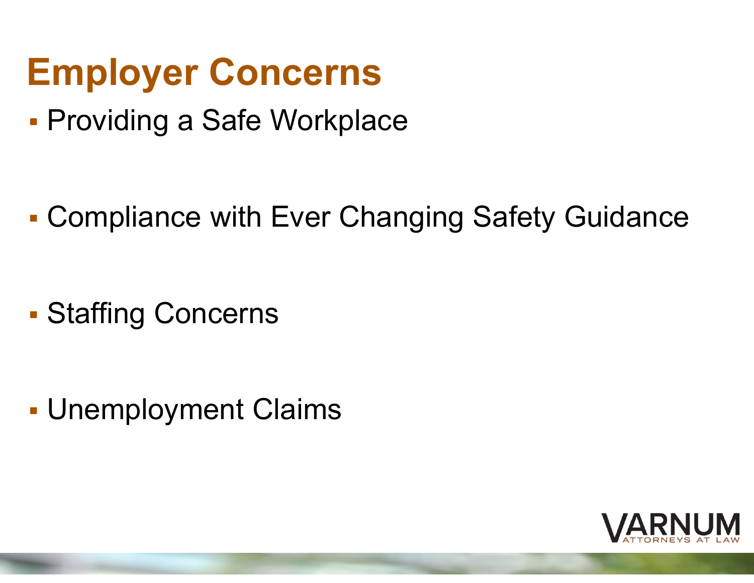# Employer Concerns

- Providing a Safe Workplace
- Compliance with Ever Changing Safety Guidance
- Staffing Concerns
- Unemployment Claims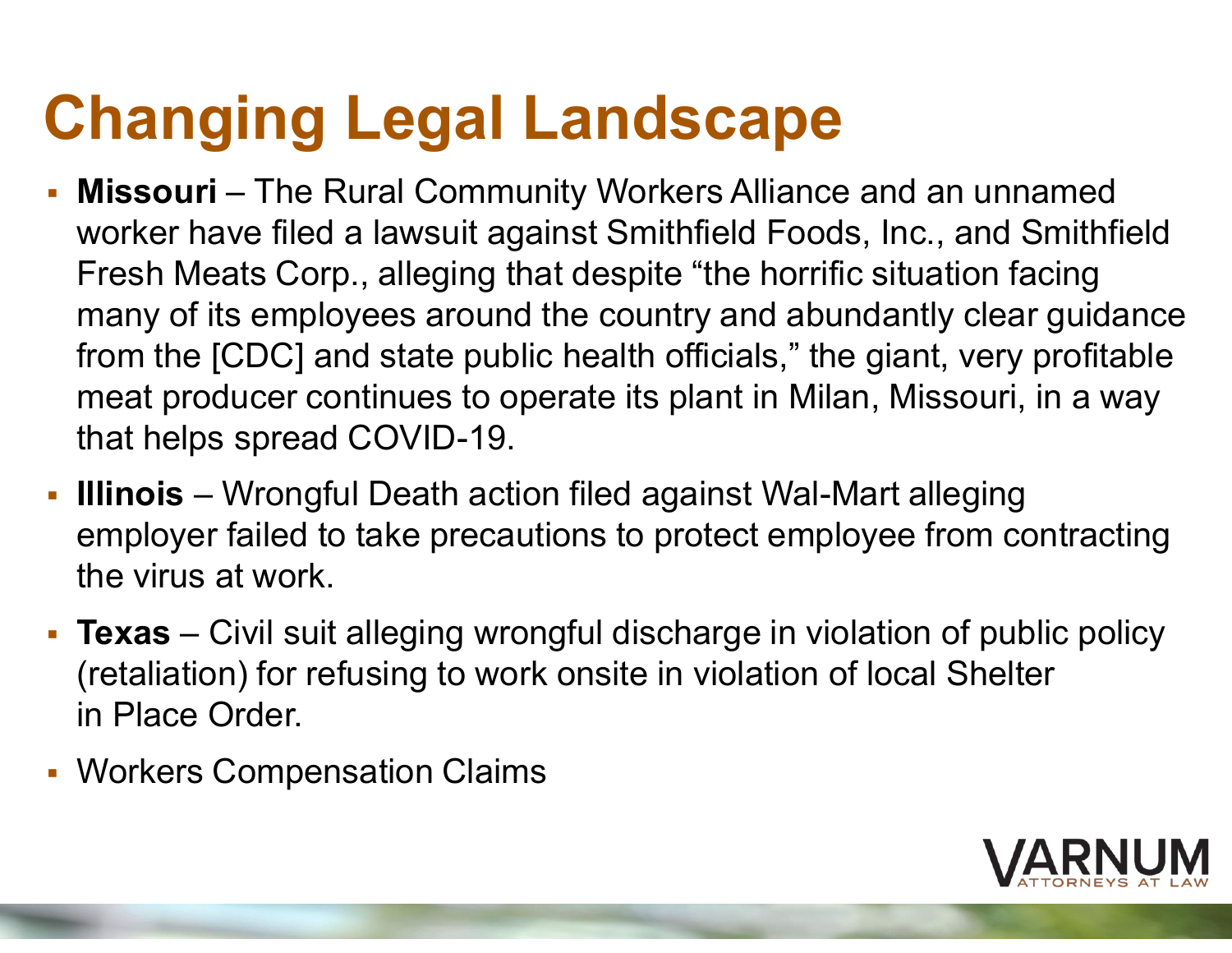# Changing Legal Landscape

- **Missouri** – The Rural Community Workers Alliance and an unnamed worker have filed a lawsuit against Smithfield Foods, Inc., and Smithfield Fresh Meats Corp., alleging that despite "the horrific situation facing many of its employees around the country and abundantly clear guidance from the [CDC] and state public health officials," the giant, very profitable meat producer continues to operate its plant in Milan, Missouri, in a way that helps spread COVID-19.
- **Illinois** – Wrongful Death action filed against Wal-Mart alleging employer failed to take precautions to protect employee from contracting the virus at work.
- **Texas** – Civil suit alleging wrongful discharge in violation of public policy (retaliation) for refusing to work onsite in violation of local Shelter in Place Order.
- Workers Compensation Claims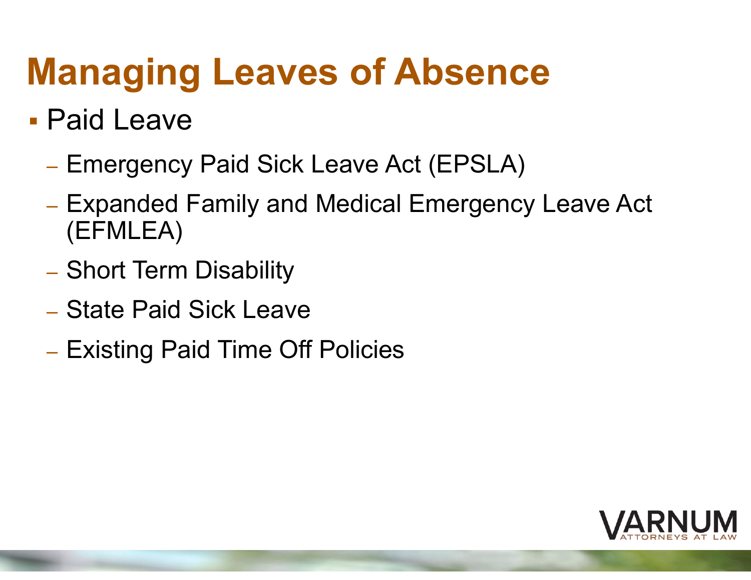# Managing Leaves of Absence

- Paid Leave
  - Emergency Paid Sick Leave Act (EPSLA)
  - Expanded Family and Medical Emergency Leave Act (EFMLEA)
  - Short Term Disability
  - State Paid Sick Leave
  - Existing Paid Time Off Policies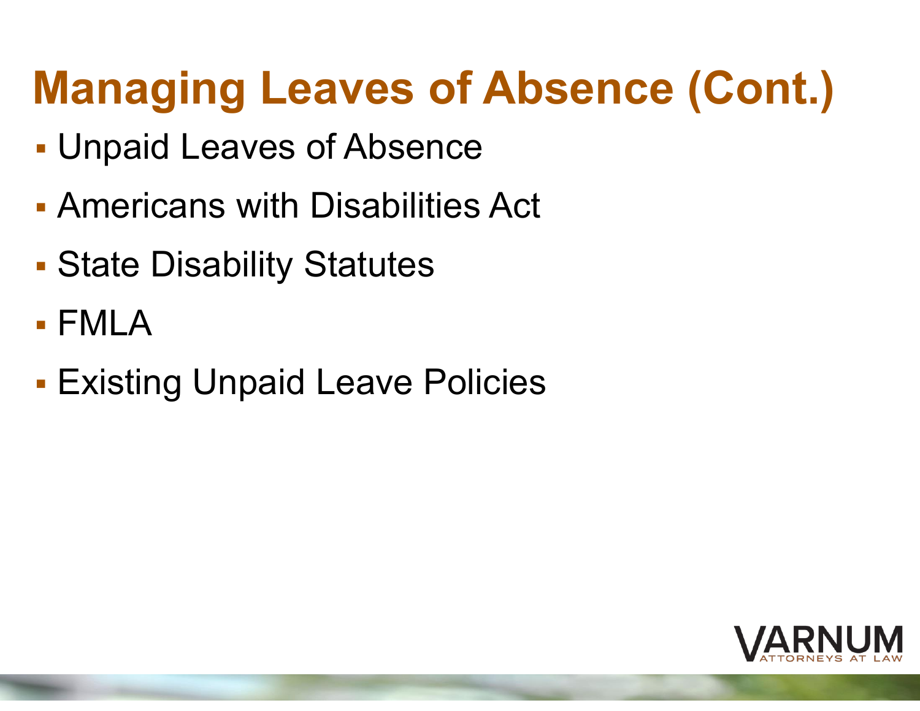# Managing Leaves of Absence (Cont.)

- Unpaid Leaves of Absence
- Americans with Disabilities Act
- State Disability Statutes
- FMLA
- Existing Unpaid Leave Policies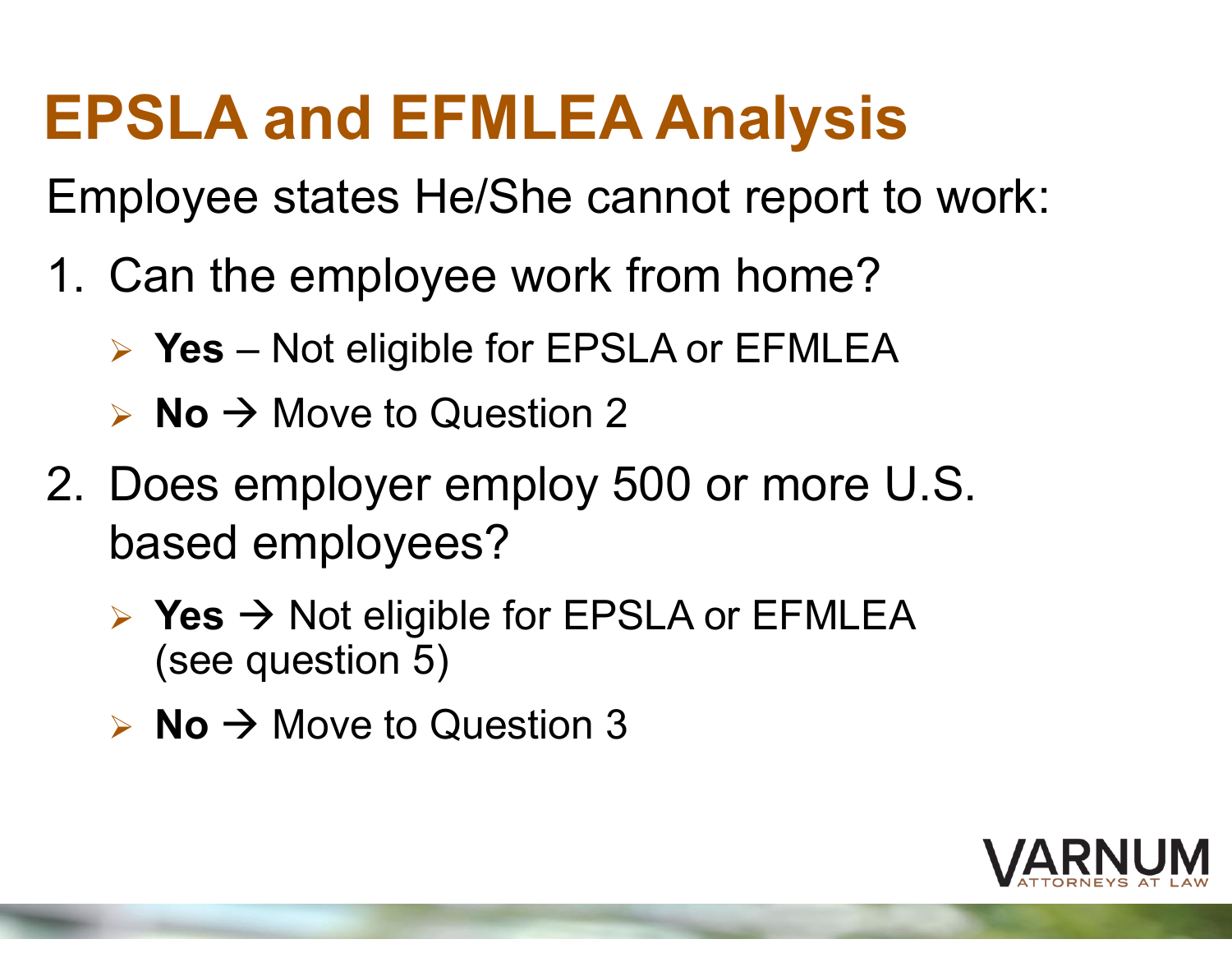# EPSLA and EFMLEA Analysis

Employee states He/She cannot report to work:

1. Can the employee work from home?
   - **Yes** – Not eligible for EPSLA or EFMLEA
   - **No** → Move to Question 2
2. Does employer employ 500 or more U.S. based employees?
   - **Yes** → Not eligible for EPSLA or EFMLEA (see question 5)
   - **No** → Move to Question 3

VARNUM ATTORNEYS AT LAW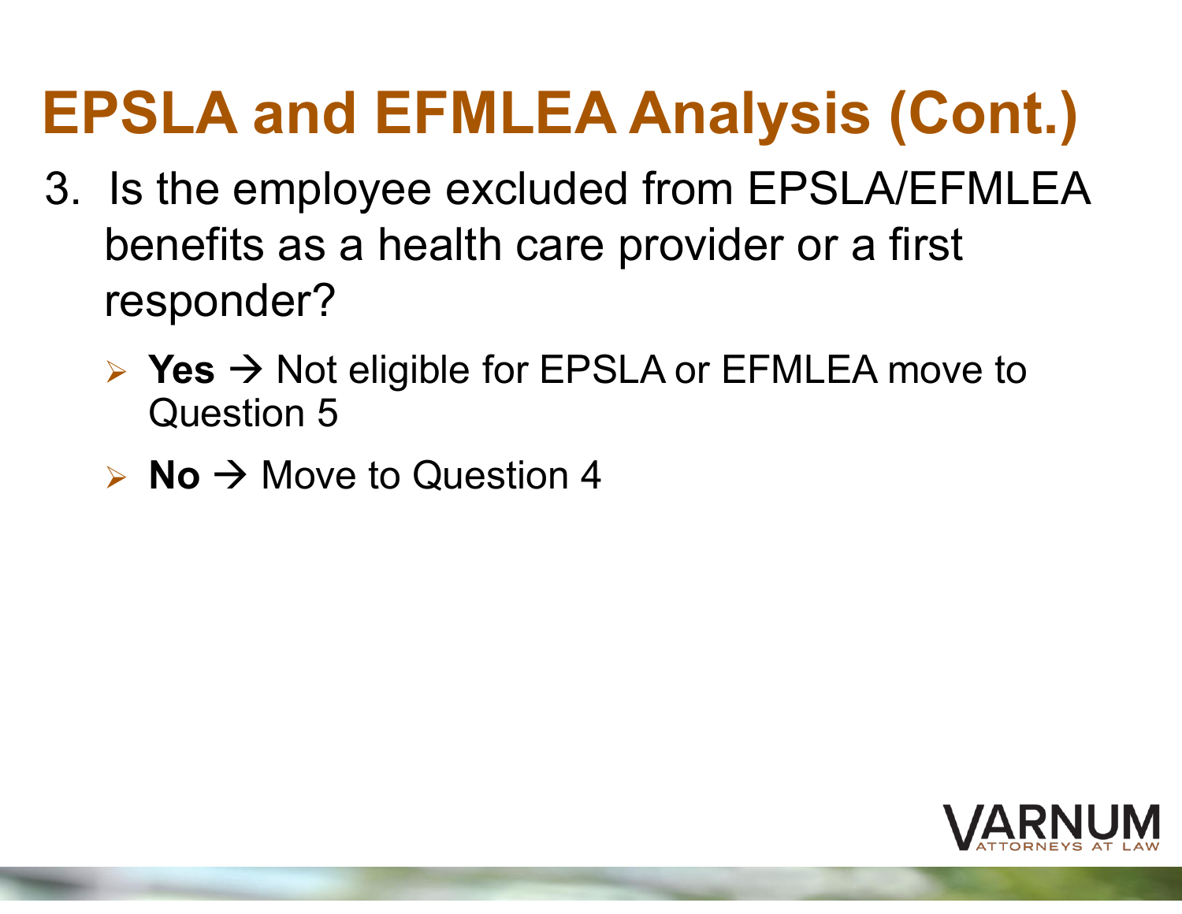# EPSLA and EFMLEA Analysis (Cont.)

3. Is the employee excluded from EPSLA/EFMLEA benefits as a health care provider or a first responder?

   - **Yes** → Not eligible for EPSLA or EFMLEA move to Question 5
   - **No** → Move to Question 4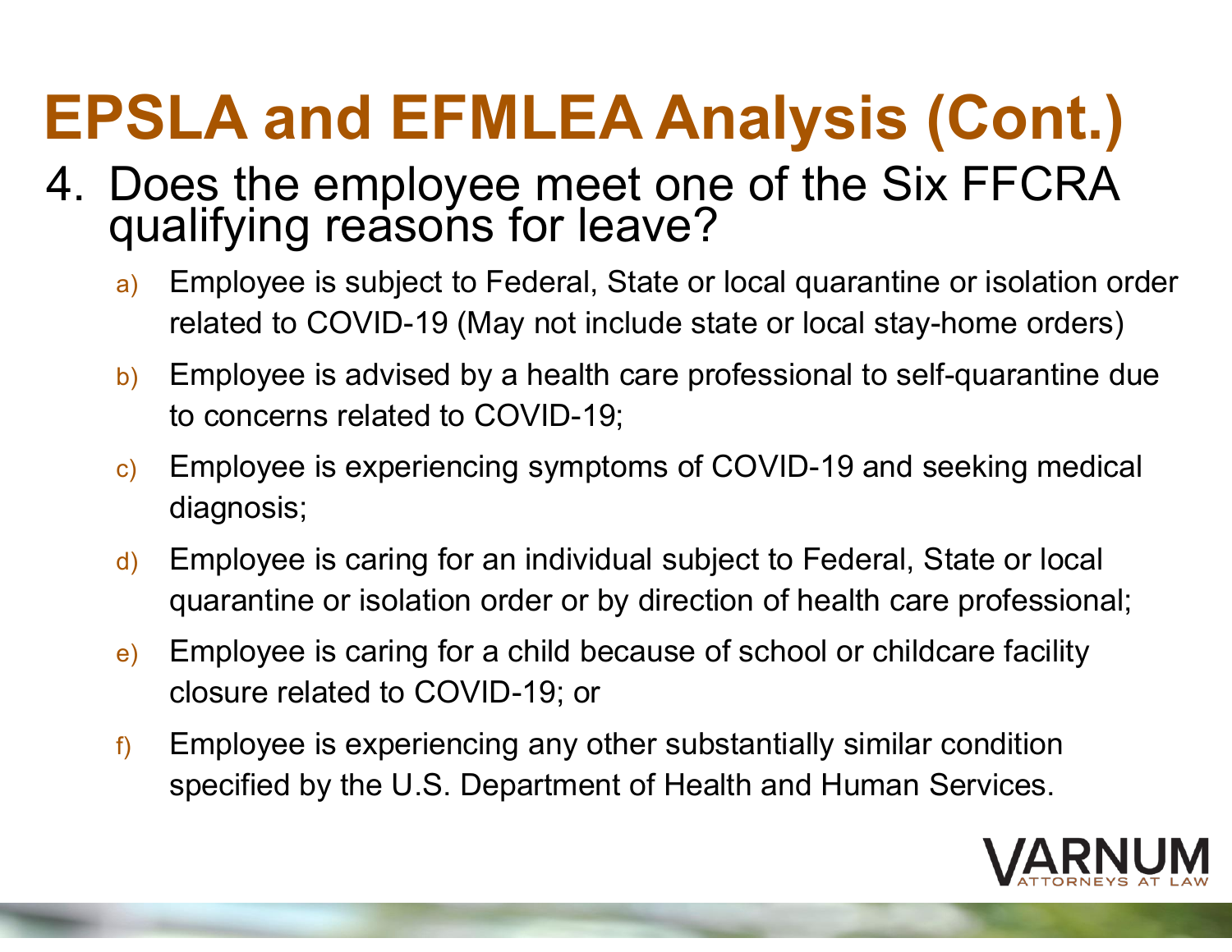# EPSLA and EFMLEA Analysis (Cont.)

4. Does the employee meet one of the Six FFCRA qualifying reasons for leave?

   a) Employee is subject to Federal, State or local quarantine or isolation order related to COVID-19 (May not include state or local stay-home orders)

   b) Employee is advised by a health care professional to self-quarantine due to concerns related to COVID-19;

   c) Employee is experiencing symptoms of COVID-19 and seeking medical diagnosis;

   d) Employee is caring for an individual subject to Federal, State or local quarantine or isolation order or by direction of health care professional;

   e) Employee is caring for a child because of school or childcare facility closure related to COVID-19; or

   f) Employee is experiencing any other substantially similar condition specified by the U.S. Department of Health and Human Services.

VARNUM ATTORNEYS AT LAW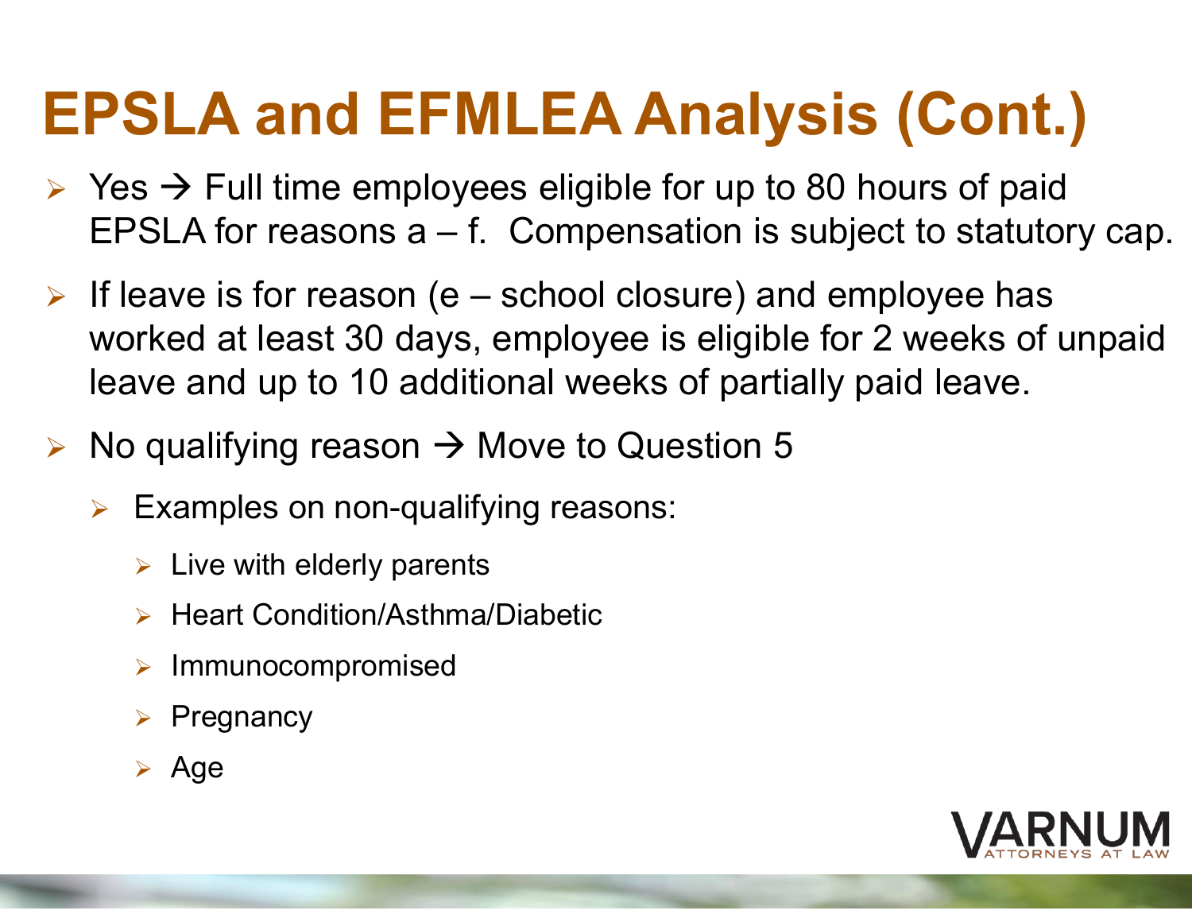# EPSLA and EFMLEA Analysis (Cont.)

- Yes → Full time employees eligible for up to 80 hours of paid EPSLA for reasons a – f. Compensation is subject to statutory cap.
- If leave is for reason (e – school closure) and employee has worked at least 30 days, employee is eligible for 2 weeks of unpaid leave and up to 10 additional weeks of partially paid leave.
- No qualifying reason → Move to Question 5
  - Examples on non-qualifying reasons:
    - Live with elderly parents
    - Heart Condition/Asthma/Diabetic
    - Immunocompromised
    - Pregnancy
    - Age

VARNUM ATTORNEYS AT LAW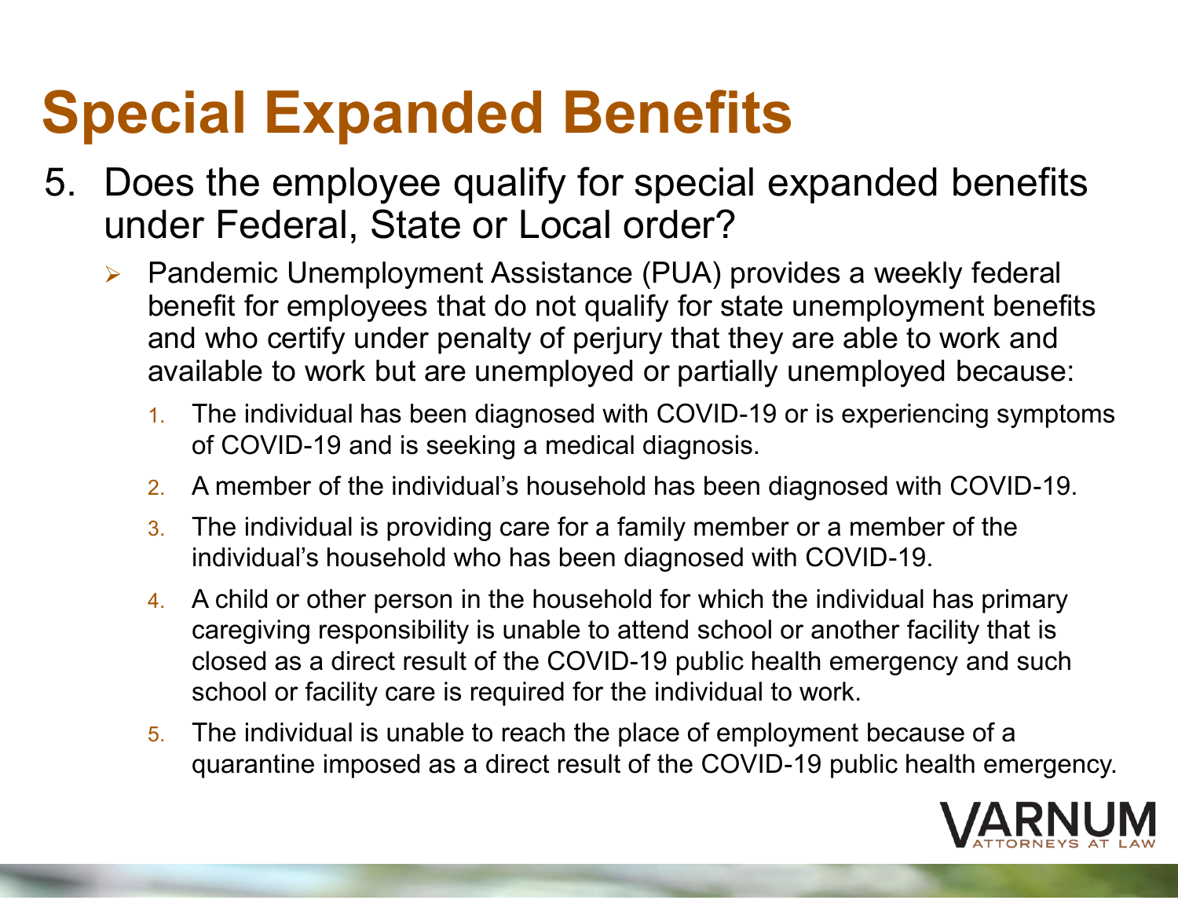# Special Expanded Benefits

5. Does the employee qualify for special expanded benefits under Federal, State or Local order?

   - Pandemic Unemployment Assistance (PUA) provides a weekly federal benefit for employees that do not qualify for state unemployment benefits and who certify under penalty of perjury that they are able to work and available to work but are unemployed or partially unemployed because:
     1. The individual has been diagnosed with COVID-19 or is experiencing symptoms of COVID-19 and is seeking a medical diagnosis.
     2. A member of the individual's household has been diagnosed with COVID-19.
     3. The individual is providing care for a family member or a member of the individual's household who has been diagnosed with COVID-19.
     4. A child or other person in the household for which the individual has primary caregiving responsibility is unable to attend school or another facility that is closed as a direct result of the COVID-19 public health emergency and such school or facility care is required for the individual to work.
     5. The individual is unable to reach the place of employment because of a quarantine imposed as a direct result of the COVID-19 public health emergency.

VARNUM ATTORNEYS AT LAW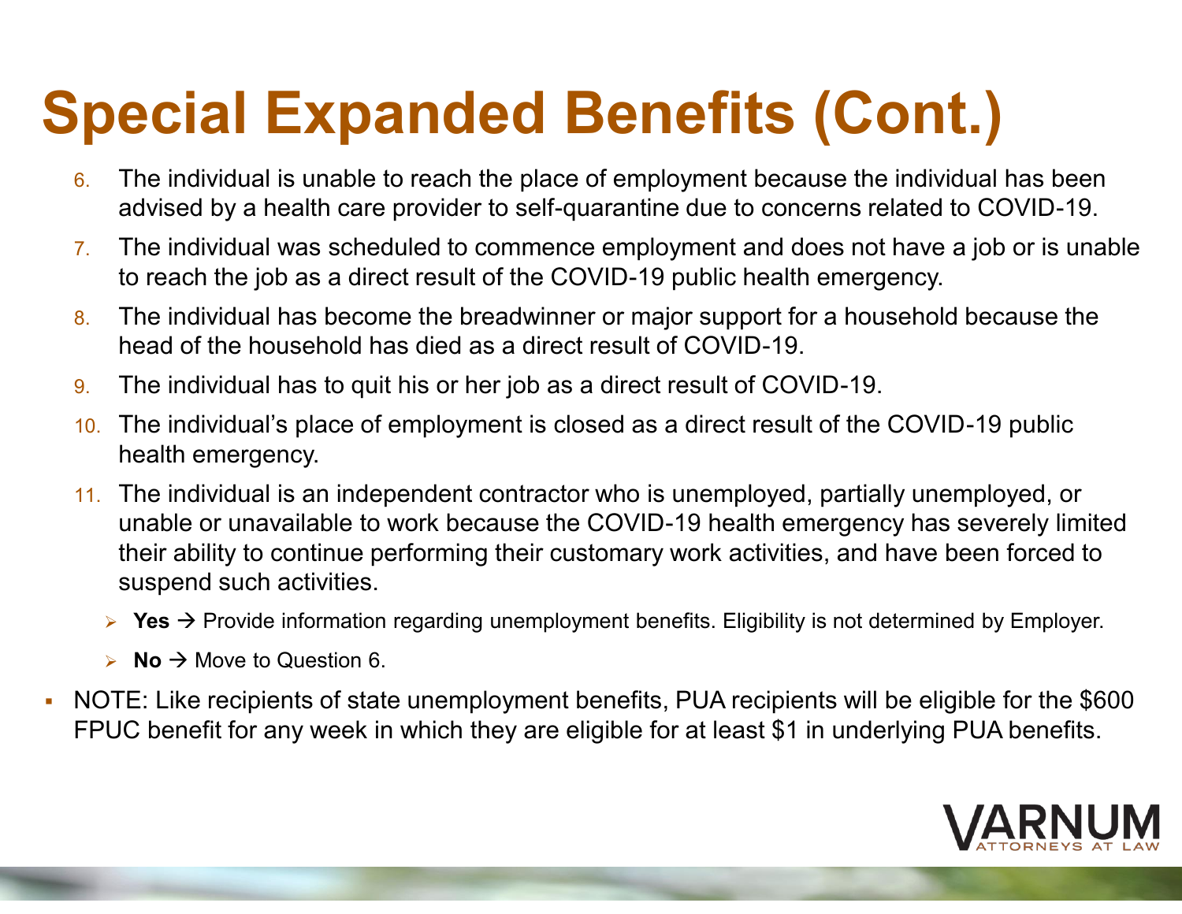# Special Expanded Benefits (Cont.)

6. The individual is unable to reach the place of employment because the individual has been advised by a health care provider to self-quarantine due to concerns related to COVID-19.
7. The individual was scheduled to commence employment and does not have a job or is unable to reach the job as a direct result of the COVID-19 public health emergency.
8. The individual has become the breadwinner or major support for a household because the head of the household has died as a direct result of COVID-19.
9. The individual has to quit his or her job as a direct result of COVID-19.
10. The individual's place of employment is closed as a direct result of the COVID-19 public health emergency.
11. The individual is an independent contractor who is unemployed, partially unemployed, or unable or unavailable to work because the COVID-19 health emergency has severely limited their ability to continue performing their customary work activities, and have been forced to suspend such activities.
    - **Yes** → Provide information regarding unemployment benefits. Eligibility is not determined by Employer.
    - **No** → Move to Question 6.

- NOTE: Like recipients of state unemployment benefits, PUA recipients will be eligible for the $600 FPUC benefit for any week in which they are eligible for at least $1 in underlying PUA benefits.

VARNUM
ATTORNEYS AT LAW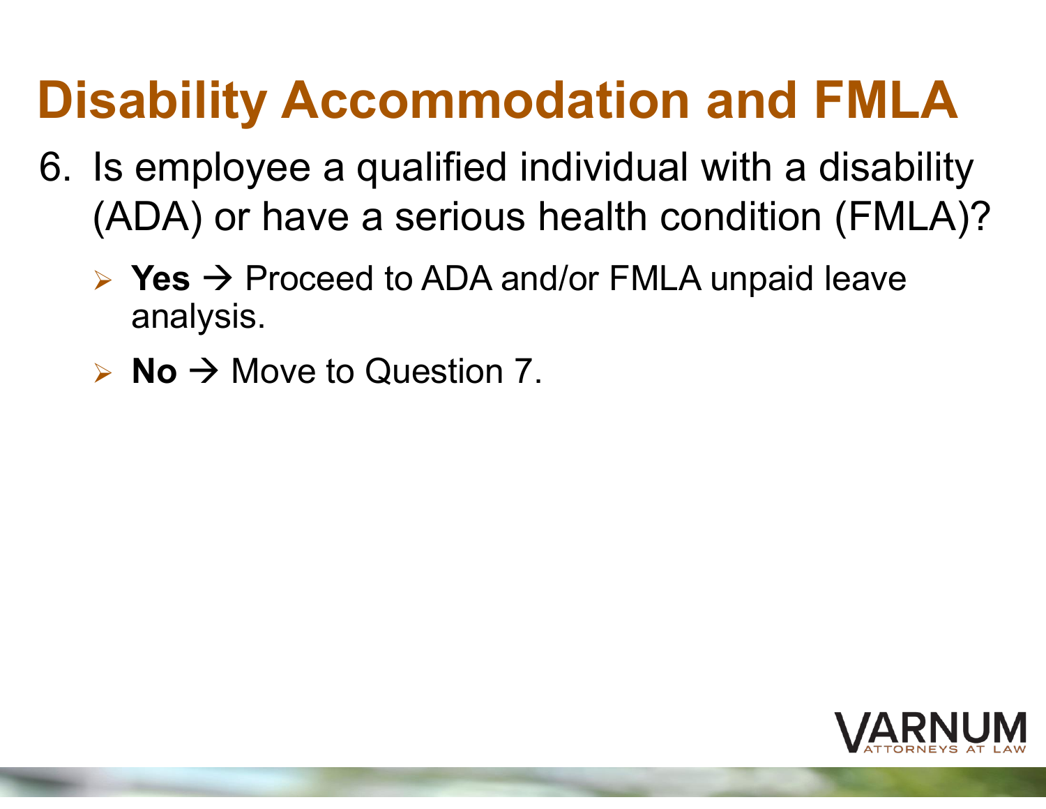# Disability Accommodation and FMLA

6. Is employee a qualified individual with a disability (ADA) or have a serious health condition (FMLA)?
   - **Yes** → Proceed to ADA and/or FMLA unpaid leave analysis.
   - **No** → Move to Question 7.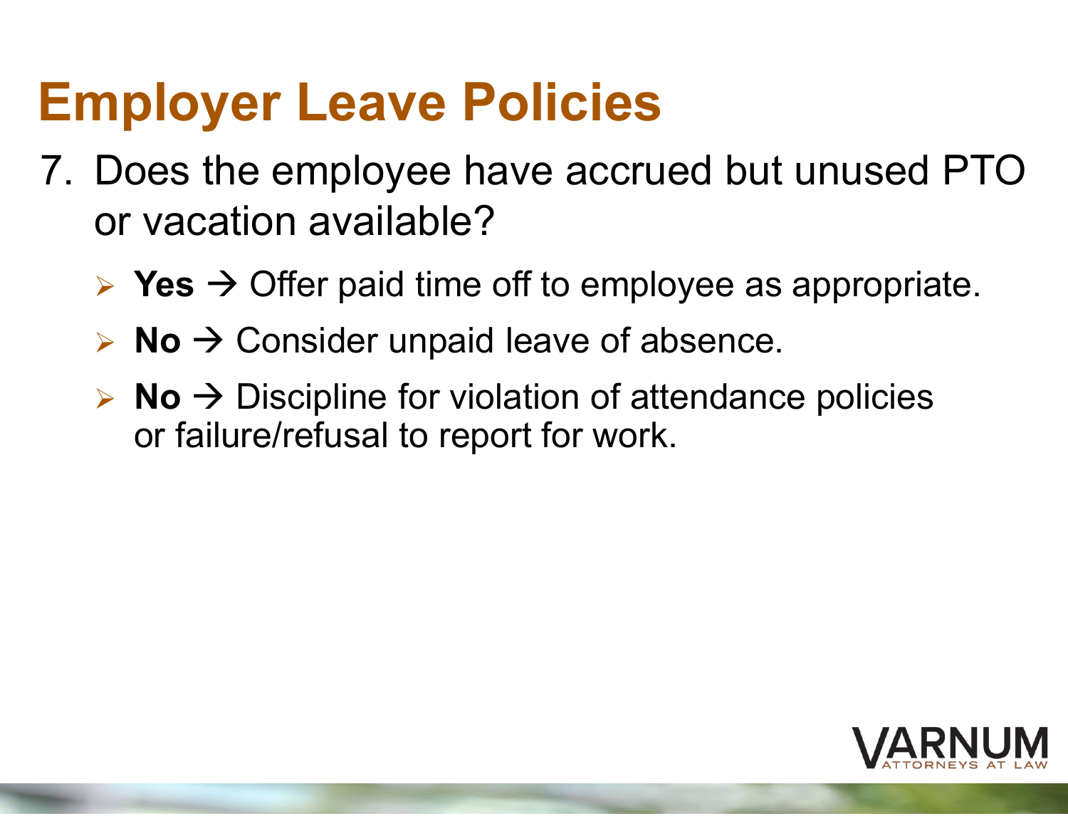# Employer Leave Policies

7. Does the employee have accrued but unused PTO or vacation available?
   - **Yes** → Offer paid time off to employee as appropriate.
   - **No** → Consider unpaid leave of absence.
   - **No** → Discipline for violation of attendance policies or failure/refusal to report for work.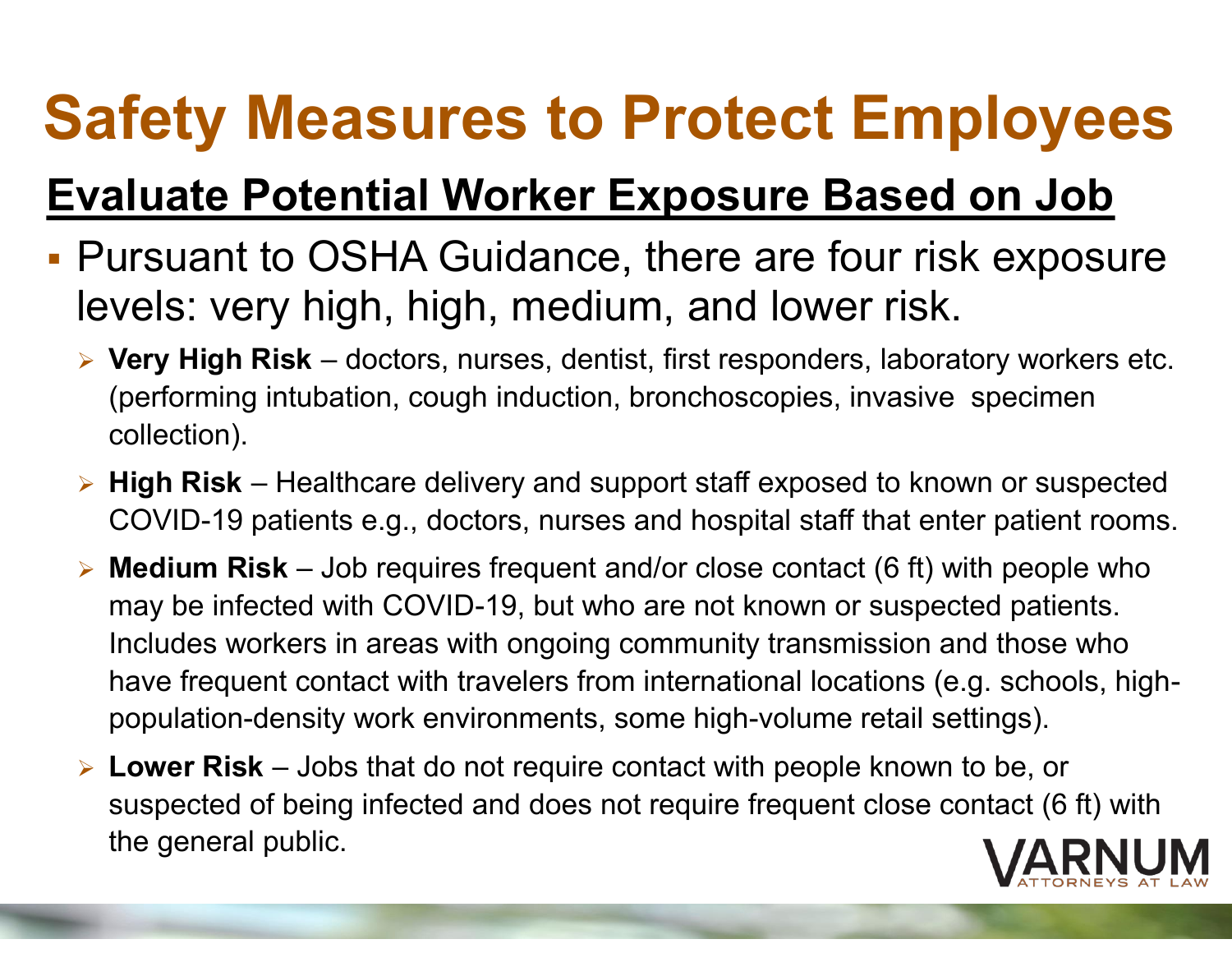# Safety Measures to Protect Employees

## Evaluate Potential Worker Exposure Based on Job

- Pursuant to OSHA Guidance, there are four risk exposure levels: very high, high, medium, and lower risk.
  - **Very High Risk** – doctors, nurses, dentist, first responders, laboratory workers etc. (performing intubation, cough induction, bronchoscopies, invasive specimen collection).
  - **High Risk** – Healthcare delivery and support staff exposed to known or suspected COVID-19 patients e.g., doctors, nurses and hospital staff that enter patient rooms.
  - **Medium Risk** – Job requires frequent and/or close contact (6 ft) with people who may be infected with COVID-19, but who are not known or suspected patients. Includes workers in areas with ongoing community transmission and those who have frequent contact with travelers from international locations (e.g. schools, high-population-density work environments, some high-volume retail settings).
  - **Lower Risk** – Jobs that do not require contact with people known to be, or suspected of being infected and does not require frequent close contact (6 ft) with the general public.

VARNUM
ATTORNEYS AT LAW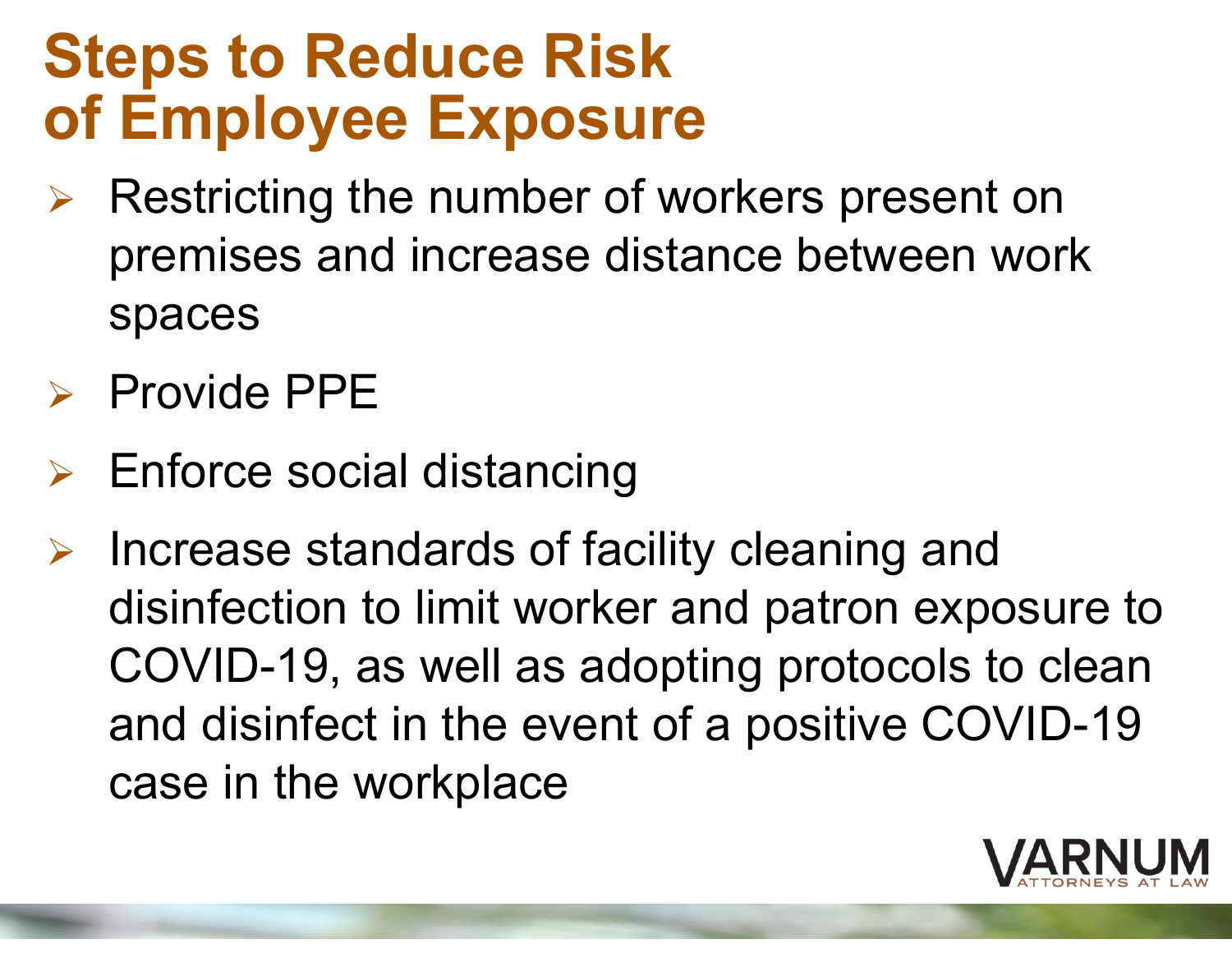# Steps to Reduce Risk of Employee Exposure

- Restricting the number of workers present on premises and increase distance between work spaces
- Provide PPE
- Enforce social distancing
- Increase standards of facility cleaning and disinfection to limit worker and patron exposure to COVID-19, as well as adopting protocols to clean and disinfect in the event of a positive COVID-19 case in the workplace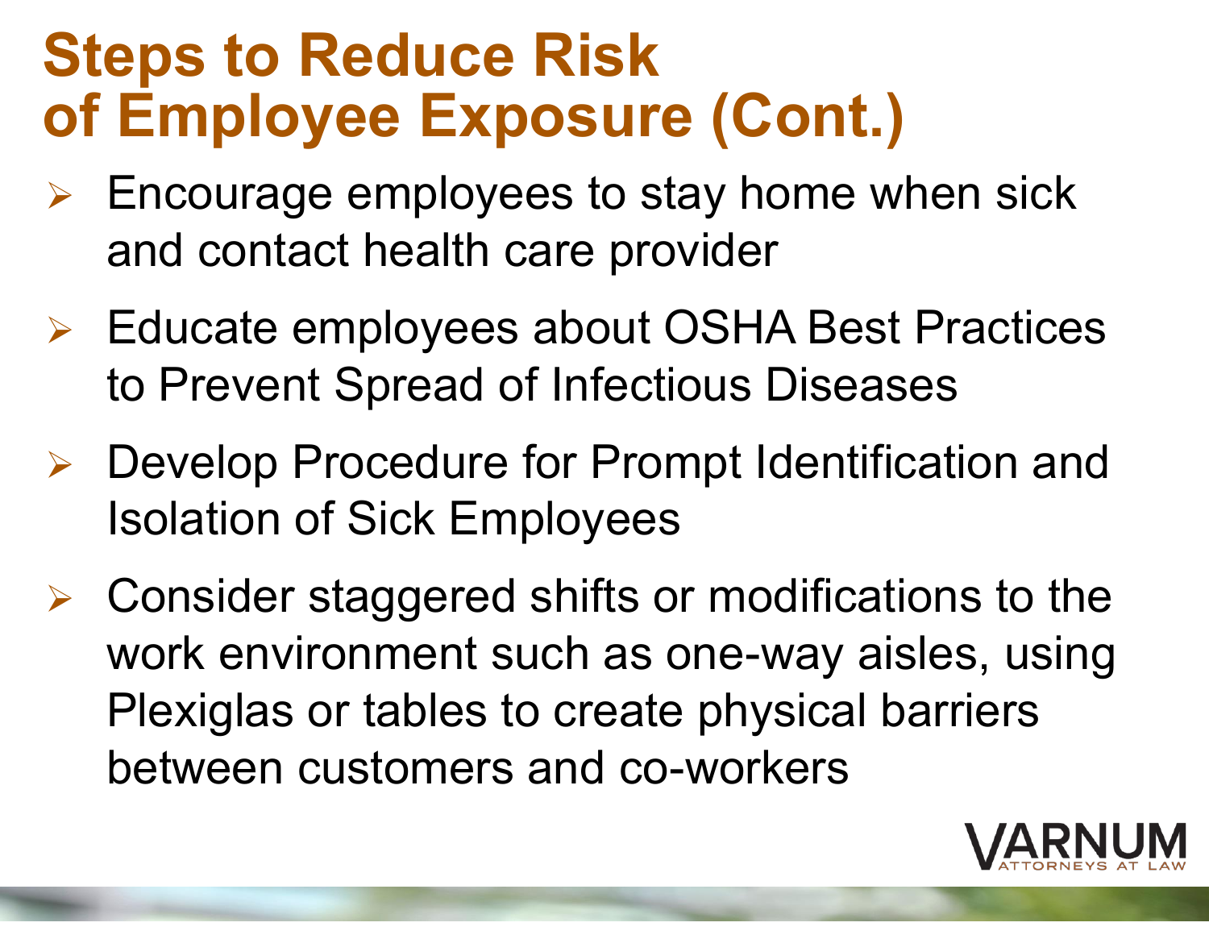# Steps to Reduce Risk of Employee Exposure (Cont.)

- Encourage employees to stay home when sick and contact health care provider
- Educate employees about OSHA Best Practices to Prevent Spread of Infectious Diseases
- Develop Procedure for Prompt Identification and Isolation of Sick Employees
- Consider staggered shifts or modifications to the work environment such as one-way aisles, using Plexiglas or tables to create physical barriers between customers and co-workers

VARNUM ATTORNEYS AT LAW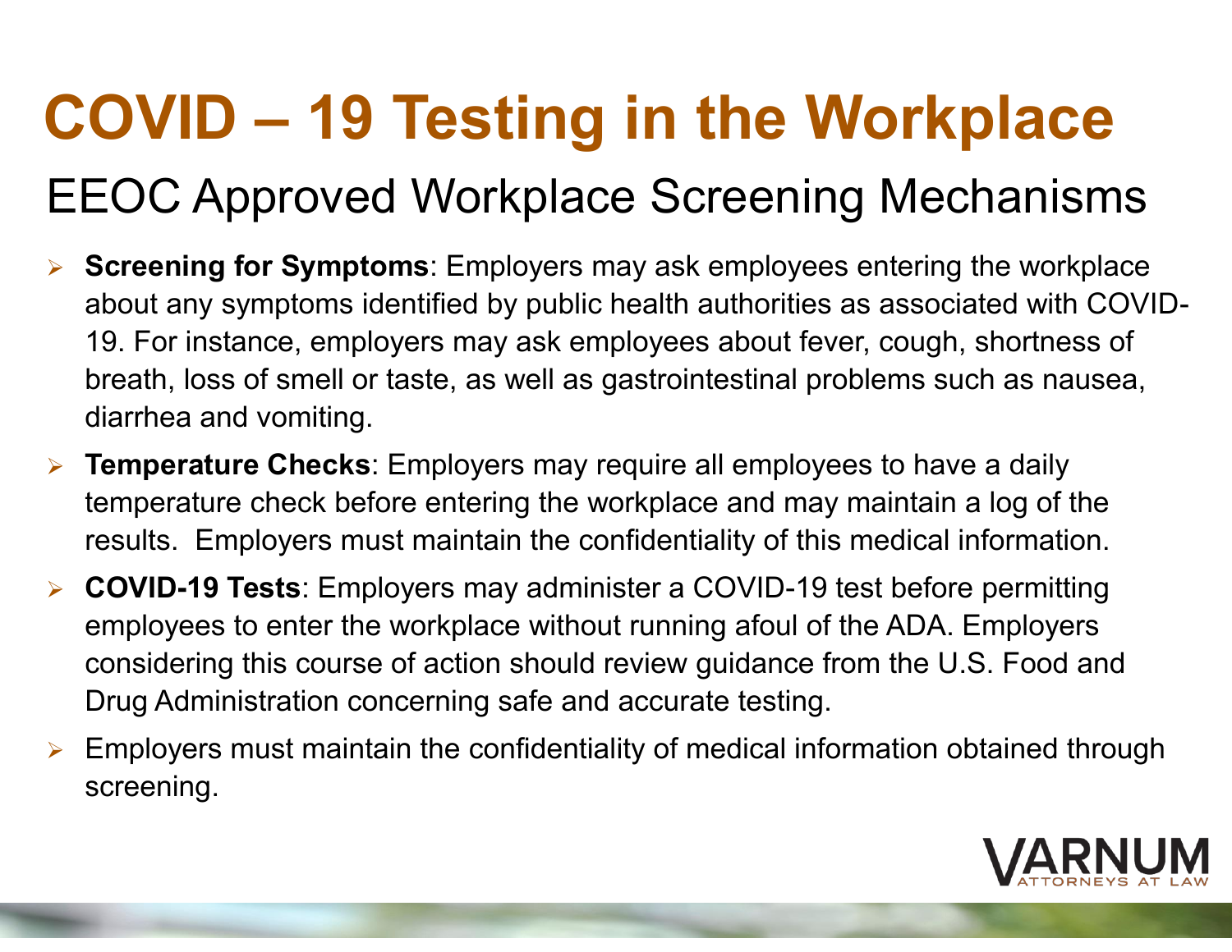# COVID – 19 Testing in the Workplace

## EEOC Approved Workplace Screening Mechanisms

- **Screening for Symptoms**: Employers may ask employees entering the workplace about any symptoms identified by public health authorities as associated with COVID-19. For instance, employers may ask employees about fever, cough, shortness of breath, loss of smell or taste, as well as gastrointestinal problems such as nausea, diarrhea and vomiting.
- **Temperature Checks**: Employers may require all employees to have a daily temperature check before entering the workplace and may maintain a log of the results. Employers must maintain the confidentiality of this medical information.
- **COVID-19 Tests**: Employers may administer a COVID-19 test before permitting employees to enter the workplace without running afoul of the ADA. Employers considering this course of action should review guidance from the U.S. Food and Drug Administration concerning safe and accurate testing.
- Employers must maintain the confidentiality of medical information obtained through screening.

VARNUM
ATTORNEYS AT LAW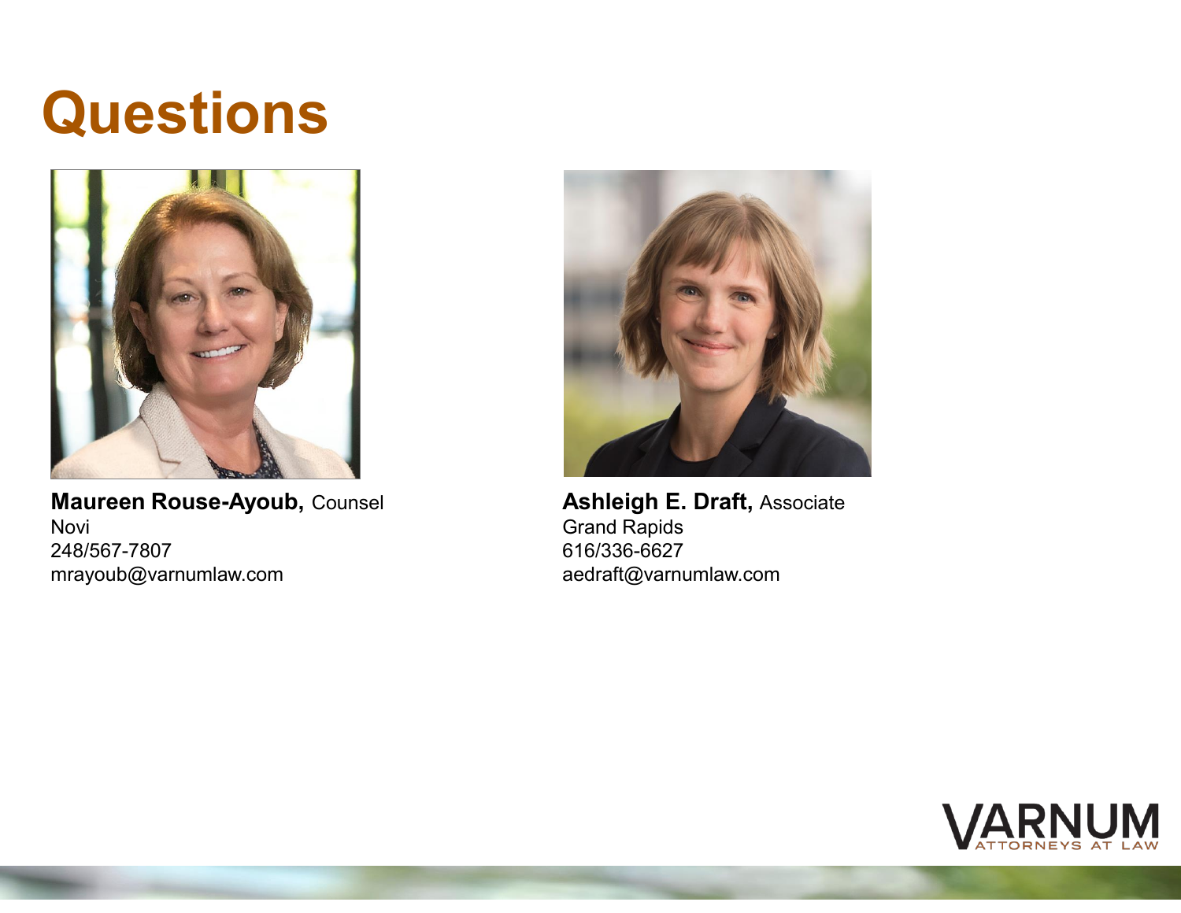# Questions

**Maureen Rouse-Ayoub,** Counsel
Novi
248/567-7807
mrayoub@varnumlaw.com

**Ashleigh E. Draft,** Associate
Grand Rapids
616/336-6627
aedraft@varnumlaw.com